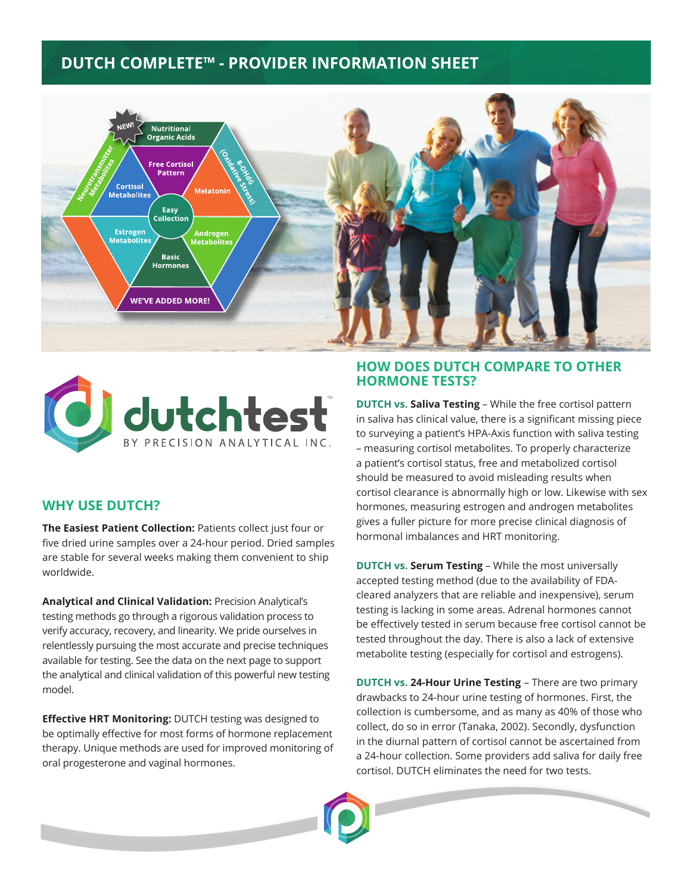# DUTCH COMPLETE™ - PROVIDER INFORMATION SHEET

NEW! Nutritional Organic Acids

Neurotransmitter Metabolites

Free Cortisol Pattern

8-OHdG (Oxidative Stress)

Cortisol Metabolites

Melatonin

Easy Collection

Estrogen Metabolites

Androgen Metabolites

Basic Hormones

WE'VE ADDED MORE!

dutchtest™ BY PRECISION ANALYTICAL INC.

## WHY USE DUTCH?

**The Easiest Patient Collection:** Patients collect just four or five dried urine samples over a 24-hour period. Dried samples are stable for several weeks making them convenient to ship worldwide.

**Analytical and Clinical Validation:** Precision Analytical's testing methods go through a rigorous validation process to verify accuracy, recovery, and linearity. We pride ourselves in relentlessly pursuing the most accurate and precise techniques available for testing. See the data on the next page to support the analytical and clinical validation of this powerful new testing model.

**Effective HRT Monitoring:** DUTCH testing was designed to be optimally effective for most forms of hormone replacement therapy. Unique methods are used for improved monitoring of oral progesterone and vaginal hormones.

## HOW DOES DUTCH COMPARE TO OTHER HORMONE TESTS?

**DUTCH vs. Saliva Testing** – While the free cortisol pattern in saliva has clinical value, there is a significant missing piece to surveying a patient's HPA-Axis function with saliva testing – measuring cortisol metabolites. To properly characterize a patient's cortisol status, free and metabolized cortisol should be measured to avoid misleading results when cortisol clearance is abnormally high or low. Likewise with sex hormones, measuring estrogen and androgen metabolites gives a fuller picture for more precise clinical diagnosis of hormonal imbalances and HRT monitoring.

**DUTCH vs. Serum Testing** – While the most universally accepted testing method (due to the availability of FDA-cleared analyzers that are reliable and inexpensive), serum testing is lacking in some areas. Adrenal hormones cannot be effectively tested in serum because free cortisol cannot be tested throughout the day. There is also a lack of extensive metabolite testing (especially for cortisol and estrogens).

**DUTCH vs. 24-Hour Urine Testing** – There are two primary drawbacks to 24-hour urine testing of hormones. First, the collection is cumbersome, and as many as 40% of those who collect, do so in error (Tanaka, 2002). Secondly, dysfunction in the diurnal pattern of cortisol cannot be ascertained from a 24-hour collection. Some providers add saliva for daily free cortisol. DUTCH eliminates the need for two tests.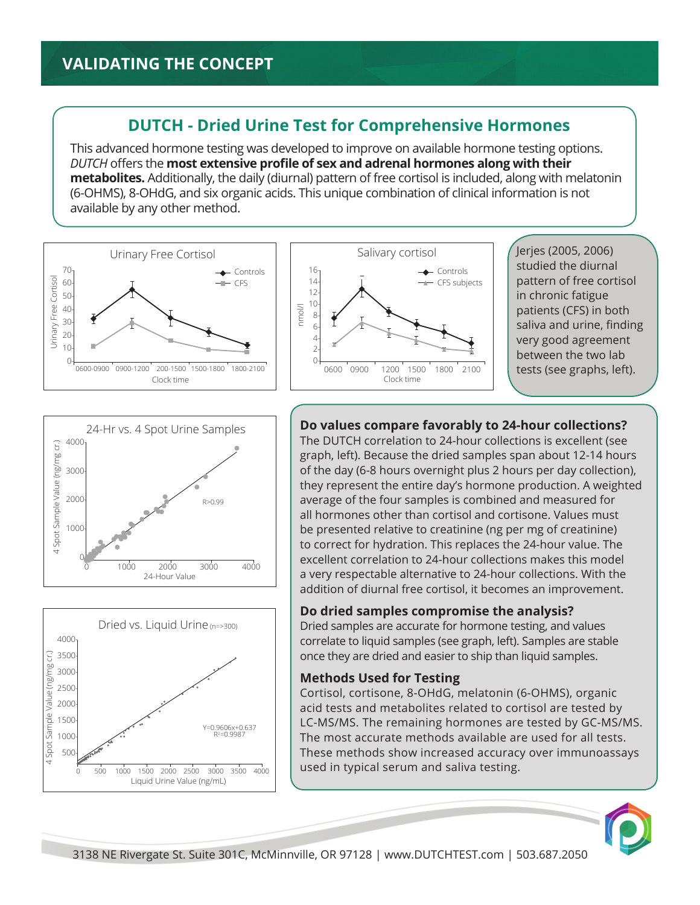# VALIDATING THE CONCEPT

## DUTCH - Dried Urine Test for Comprehensive Hormones

This advanced hormone testing was developed to improve on available hormone testing options. *DUTCH* offers the **most extensive profile of sex and adrenal hormones along with their metabolites.** Additionally, the daily (diurnal) pattern of free cortisol is included, along with melatonin (6-OHMS), 8-OHdG, and six organic acids. This unique combination of clinical information is not available by any other method.

Urinary Free Cortisol
Controls
CFS
Urinary Free Cortisol
70
60
50
40
30
20
10
0
0600-0900 0900-1200 200-1500 1500-1800 1800-2100
Clock time

Salivary cortisol
Controls
CFS subjects
nmol/l
16
14
12
10
8
6
4
2
0
0600 0900 1200 1500 1800 2100
Clock time

Jerjes (2005, 2006) studied the diurnal pattern of free cortisol in chronic fatigue patients (CFS) in both saliva and urine, finding very good agreement between the two lab tests (see graphs, left).

24-Hr vs. 4 Spot Urine Samples
4 Spot Sample Value (ng/mg cr.)
4000
3000
2000
1000
0
0 1000 2000 3000 4000
24-Hour Value
R>0.99

Dried vs. Liquid Urine (n=>300)
4 Spot Sample Value (ng/mg cr.)
4000
3500
3000
2500
2000
1500
1000
500
0 500 1000 1500 2000 2500 3000 3500 4000
Liquid Urine Value (ng/mL)
$Y=0.9606x+0.637$
$R^2=0.9987$

### Do values compare favorably to 24-hour collections?

The DUTCH correlation to 24-hour collections is excellent (see graph, left). Because the dried samples span about 12-14 hours of the day (6-8 hours overnight plus 2 hours per day collection), they represent the entire day's hormone production. A weighted average of the four samples is combined and measured for all hormones other than cortisol and cortisone. Values must be presented relative to creatinine (ng per mg of creatinine) to correct for hydration. This replaces the 24-hour value. The excellent correlation to 24-hour collections makes this model a very respectable alternative to 24-hour collections. With the addition of diurnal free cortisol, it becomes an improvement.

### Do dried samples compromise the analysis?

Dried samples are accurate for hormone testing, and values correlate to liquid samples (see graph, left). Samples are stable once they are dried and easier to ship than liquid samples.

### Methods Used for Testing

Cortisol, cortisone, 8-OHdG, melatonin (6-OHMS), organic acid tests and metabolites related to cortisol are tested by LC-MS/MS. The remaining hormones are tested by GC-MS/MS. The most accurate methods available are used for all tests. These methods show increased accuracy over immunoassays used in typical serum and saliva testing.

3138 NE Rivergate St. Suite 301C, McMinnville, OR 97128 | www.DUTCHTEST.com | 503.687.2050